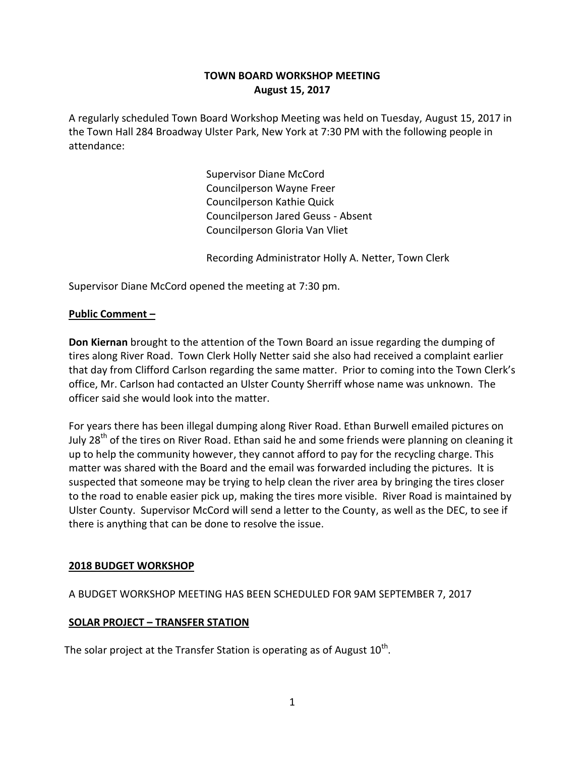# TOWN BOARD WORKSHOP MEETING
## August 15, 2017

A regularly scheduled Town Board Workshop Meeting was held on Tuesday, August 15, 2017 in the Town Hall 284 Broadway Ulster Park, New York at 7:30 PM with the following people in attendance:

Supervisor Diane McCord
Councilperson Wayne Freer
Councilperson Kathie Quick
Councilperson Jared Geuss - Absent
Councilperson Gloria Van Vliet

Recording Administrator Holly A. Netter, Town Clerk

Supervisor Diane McCord opened the meeting at 7:30 pm.

**Public Comment –**

**Don Kiernan** brought to the attention of the Town Board an issue regarding the dumping of tires along River Road. Town Clerk Holly Netter said she also had received a complaint earlier that day from Clifford Carlson regarding the same matter. Prior to coming into the Town Clerk's office, Mr. Carlson had contacted an Ulster County Sherriff whose name was unknown. The officer said she would look into the matter.

For years there has been illegal dumping along River Road. Ethan Burwell emailed pictures on July 28th of the tires on River Road. Ethan said he and some friends were planning on cleaning it up to help the community however, they cannot afford to pay for the recycling charge. This matter was shared with the Board and the email was forwarded including the pictures. It is suspected that someone may be trying to help clean the river area by bringing the tires closer to the road to enable easier pick up, making the tires more visible. River Road is maintained by Ulster County. Supervisor McCord will send a letter to the County, as well as the DEC, to see if there is anything that can be done to resolve the issue.

**2018 BUDGET WORKSHOP**

A BUDGET WORKSHOP MEETING HAS BEEN SCHEDULED FOR 9AM SEPTEMBER 7, 2017

**SOLAR PROJECT – TRANSFER STATION**

The solar project at the Transfer Station is operating as of August 10th.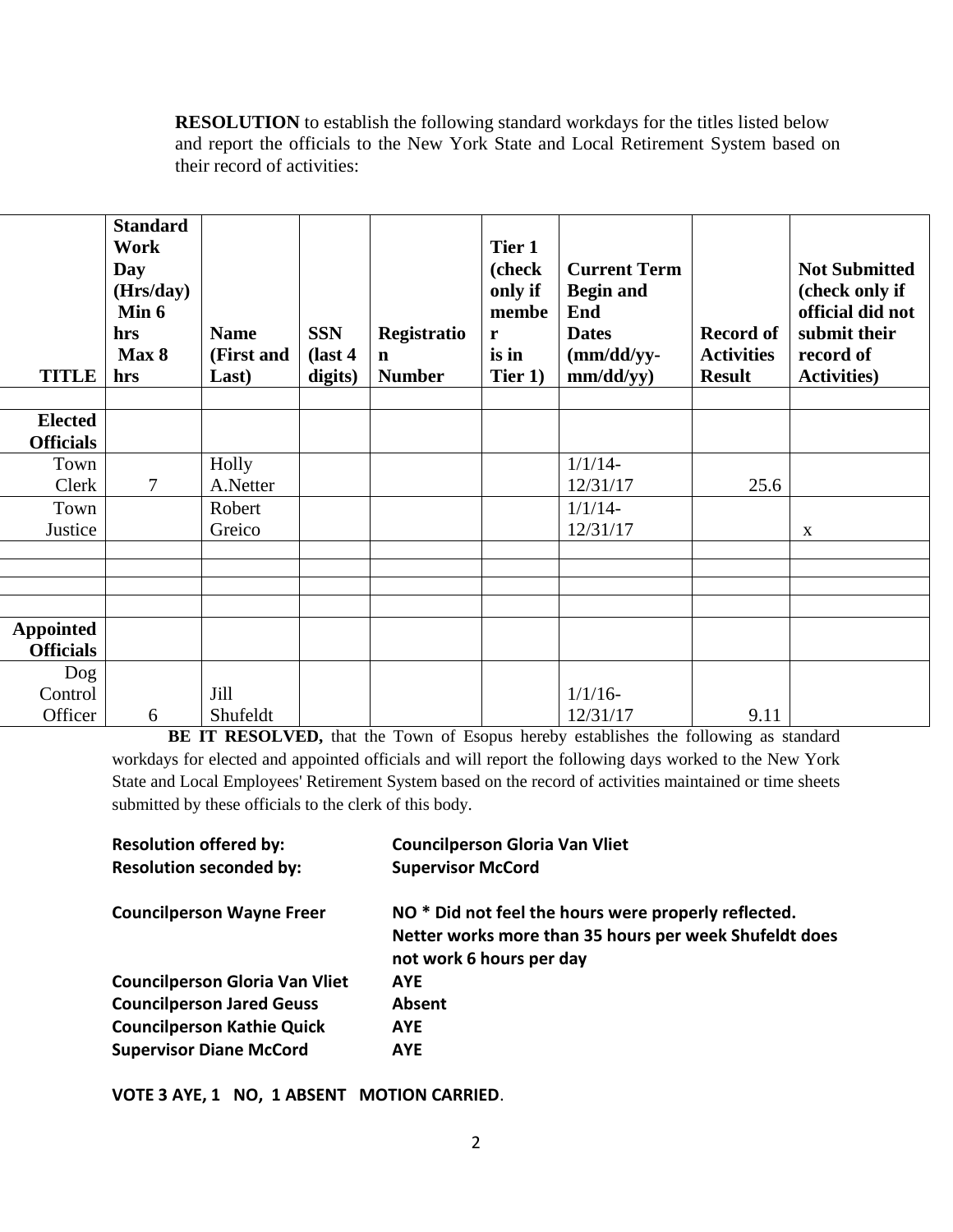**RESOLUTION** to establish the following standard workdays for the titles listed below and report the officials to the New York State and Local Retirement System based on their record of activities:

| TITLE | Standard Work Day (Hrs/day) Min 6 hrs Max 8 hrs | Name (First and Last) | SSN (last 4 digits) | Registration Number | Tier 1 (check only if member is in Tier 1) | Current Term Begin and End Dates (mm/dd/yy-mm/dd/yy) | Record of Activities Result | Not Submitted (check only if official did not submit their record of Activities) |
|---|---|---|---|---|---|---|---|---|
| | | | | | | | | |
| **Elected Officials** | | | | | | | | |
| Town Clerk | 7 | Holly A.Netter | | | | 1/1/14-12/31/17 | 25.6 | |
| Town Justice | | Robert Greico | | | | 1/1/14-12/31/17 | | x |
| | | | | | | | | |
| | | | | | | | | |
| | | | | | | | | |
| | | | | | | | | |
| **Appointed Officials** | | | | | | | | |
| Dog Control Officer | 6 | Jill Shufeldt | | | | 1/1/16-12/31/17 | 9.11 | |

**BE IT RESOLVED,** that the Town of Esopus hereby establishes the following as standard workdays for elected and appointed officials and will report the following days worked to the New York State and Local Employees' Retirement System based on the record of activities maintained or time sheets submitted by these officials to the clerk of this body.

**Resolution offered by:** **Councilperson Gloria Van Vliet**
**Resolution seconded by:** **Supervisor McCord**

**Councilperson Wayne Freer** **NO * Did not feel the hours were properly reflected. Netter works more than 35 hours per week Shufeldt does not work 6 hours per day**
**Councilperson Gloria Van Vliet** **AYE**
**Councilperson Jared Geuss** **Absent**
**Councilperson Kathie Quick** **AYE**
**Supervisor Diane McCord** **AYE**

**VOTE 3 AYE, 1 NO, 1 ABSENT MOTION CARRIED**.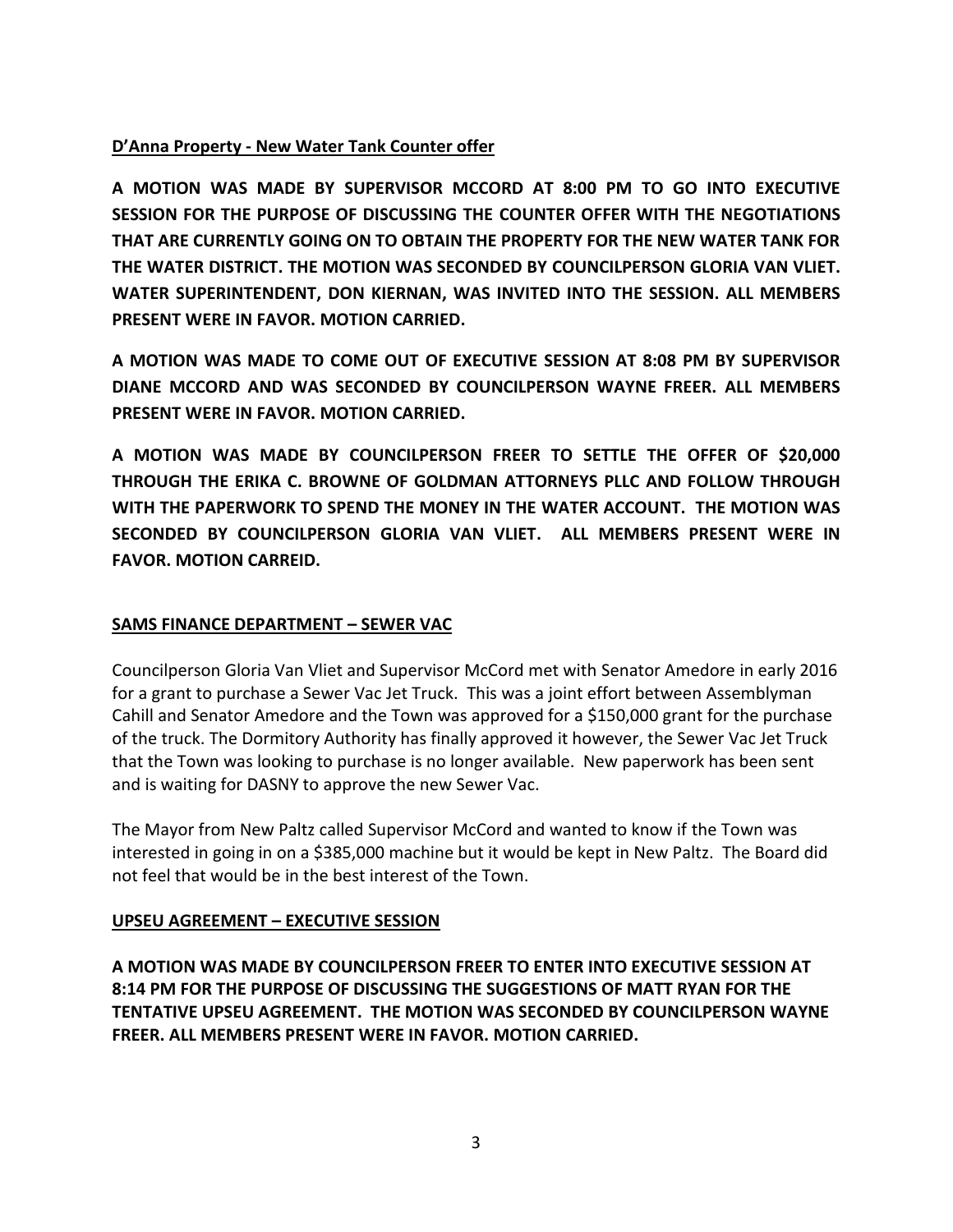**D'Anna Property - New Water Tank Counter offer**

**A MOTION WAS MADE BY SUPERVISOR MCCORD AT 8:00 PM TO GO INTO EXECUTIVE SESSION FOR THE PURPOSE OF DISCUSSING THE COUNTER OFFER WITH THE NEGOTIATIONS THAT ARE CURRENTLY GOING ON TO OBTAIN THE PROPERTY FOR THE NEW WATER TANK FOR THE WATER DISTRICT. THE MOTION WAS SECONDED BY COUNCILPERSON GLORIA VAN VLIET. WATER SUPERINTENDENT, DON KIERNAN, WAS INVITED INTO THE SESSION. ALL MEMBERS PRESENT WERE IN FAVOR. MOTION CARRIED.**

**A MOTION WAS MADE TO COME OUT OF EXECUTIVE SESSION AT 8:08 PM BY SUPERVISOR DIANE MCCORD AND WAS SECONDED BY COUNCILPERSON WAYNE FREER. ALL MEMBERS PRESENT WERE IN FAVOR. MOTION CARRIED.**

**A MOTION WAS MADE BY COUNCILPERSON FREER TO SETTLE THE OFFER OF $20,000 THROUGH THE ERIKA C. BROWNE OF GOLDMAN ATTORNEYS PLLC AND FOLLOW THROUGH WITH THE PAPERWORK TO SPEND THE MONEY IN THE WATER ACCOUNT. THE MOTION WAS SECONDED BY COUNCILPERSON GLORIA VAN VLIET. ALL MEMBERS PRESENT WERE IN FAVOR. MOTION CARREID.**

**SAMS FINANCE DEPARTMENT – SEWER VAC**

Councilperson Gloria Van Vliet and Supervisor McCord met with Senator Amedore in early 2016 for a grant to purchase a Sewer Vac Jet Truck. This was a joint effort between Assemblyman Cahill and Senator Amedore and the Town was approved for a $150,000 grant for the purchase of the truck. The Dormitory Authority has finally approved it however, the Sewer Vac Jet Truck that the Town was looking to purchase is no longer available. New paperwork has been sent and is waiting for DASNY to approve the new Sewer Vac.

The Mayor from New Paltz called Supervisor McCord and wanted to know if the Town was interested in going in on a $385,000 machine but it would be kept in New Paltz. The Board did not feel that would be in the best interest of the Town.

**UPSEU AGREEMENT – EXECUTIVE SESSION**

**A MOTION WAS MADE BY COUNCILPERSON FREER TO ENTER INTO EXECUTIVE SESSION AT 8:14 PM FOR THE PURPOSE OF DISCUSSING THE SUGGESTIONS OF MATT RYAN FOR THE TENTATIVE UPSEU AGREEMENT. THE MOTION WAS SECONDED BY COUNCILPERSON WAYNE FREER. ALL MEMBERS PRESENT WERE IN FAVOR. MOTION CARRIED.**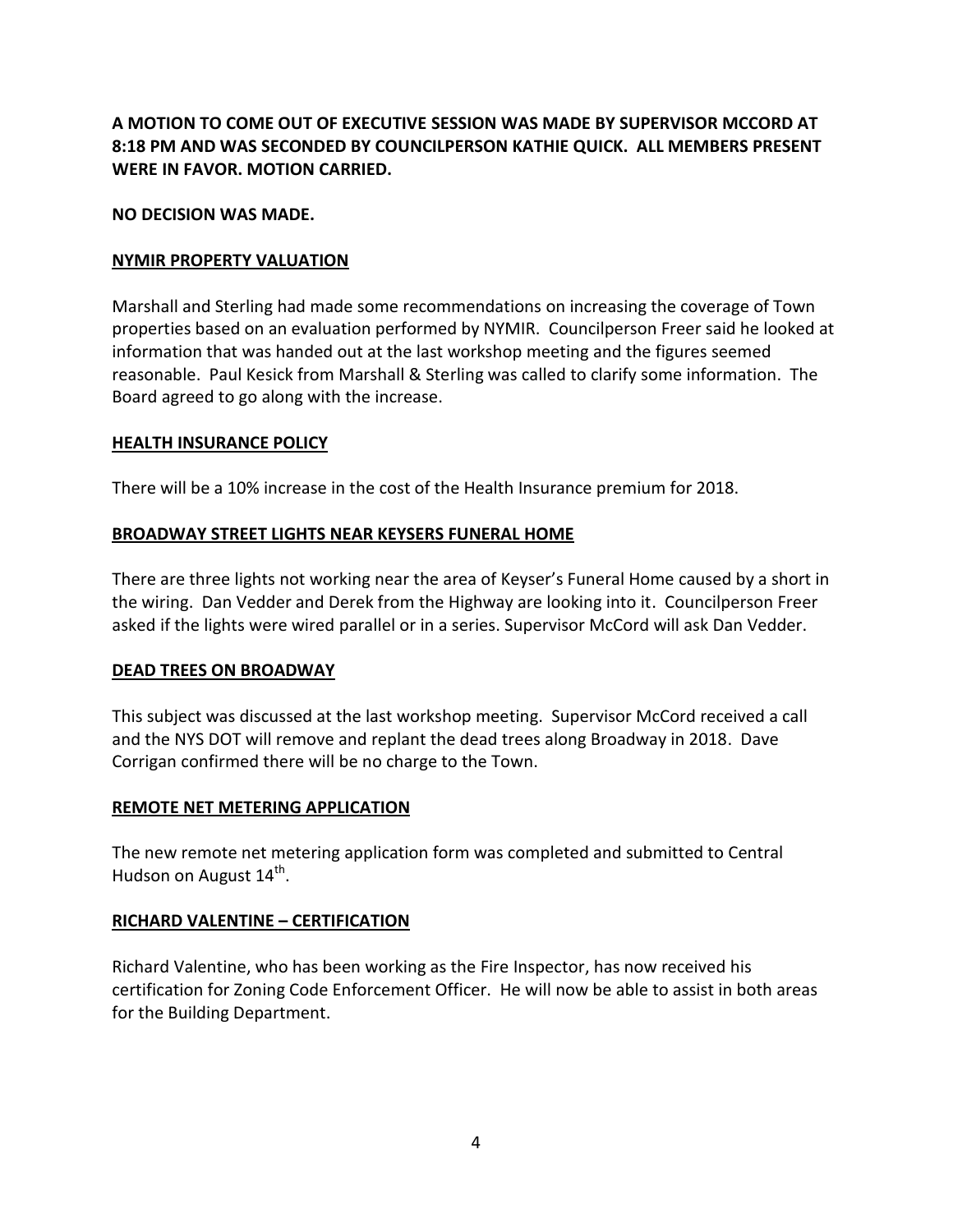**A MOTION TO COME OUT OF EXECUTIVE SESSION WAS MADE BY SUPERVISOR MCCORD AT 8:18 PM AND WAS SECONDED BY COUNCILPERSON KATHIE QUICK. ALL MEMBERS PRESENT WERE IN FAVOR. MOTION CARRIED.**

**NO DECISION WAS MADE.**

**NYMIR PROPERTY VALUATION**

Marshall and Sterling had made some recommendations on increasing the coverage of Town properties based on an evaluation performed by NYMIR. Councilperson Freer said he looked at information that was handed out at the last workshop meeting and the figures seemed reasonable. Paul Kesick from Marshall & Sterling was called to clarify some information. The Board agreed to go along with the increase.

**HEALTH INSURANCE POLICY**

There will be a 10% increase in the cost of the Health Insurance premium for 2018.

**BROADWAY STREET LIGHTS NEAR KEYSERS FUNERAL HOME**

There are three lights not working near the area of Keyser's Funeral Home caused by a short in the wiring. Dan Vedder and Derek from the Highway are looking into it. Councilperson Freer asked if the lights were wired parallel or in a series. Supervisor McCord will ask Dan Vedder.

**DEAD TREES ON BROADWAY**

This subject was discussed at the last workshop meeting. Supervisor McCord received a call and the NYS DOT will remove and replant the dead trees along Broadway in 2018. Dave Corrigan confirmed there will be no charge to the Town.

**REMOTE NET METERING APPLICATION**

The new remote net metering application form was completed and submitted to Central Hudson on August 14th.

**RICHARD VALENTINE – CERTIFICATION**

Richard Valentine, who has been working as the Fire Inspector, has now received his certification for Zoning Code Enforcement Officer. He will now be able to assist in both areas for the Building Department.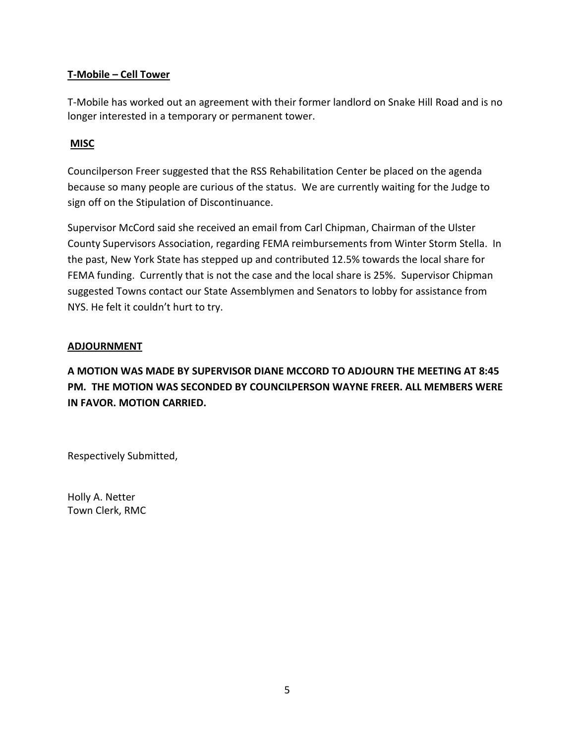**T-Mobile – Cell Tower**

T-Mobile has worked out an agreement with their former landlord on Snake Hill Road and is no longer interested in a temporary or permanent tower.

**MISC**

Councilperson Freer suggested that the RSS Rehabilitation Center be placed on the agenda because so many people are curious of the status. We are currently waiting for the Judge to sign off on the Stipulation of Discontinuance.

Supervisor McCord said she received an email from Carl Chipman, Chairman of the Ulster County Supervisors Association, regarding FEMA reimbursements from Winter Storm Stella. In the past, New York State has stepped up and contributed 12.5% towards the local share for FEMA funding. Currently that is not the case and the local share is 25%. Supervisor Chipman suggested Towns contact our State Assemblymen and Senators to lobby for assistance from NYS. He felt it couldn't hurt to try.

**ADJOURNMENT**

**A MOTION WAS MADE BY SUPERVISOR DIANE MCCORD TO ADJOURN THE MEETING AT 8:45 PM. THE MOTION WAS SECONDED BY COUNCILPERSON WAYNE FREER. ALL MEMBERS WERE IN FAVOR. MOTION CARRIED.**

Respectively Submitted,

Holly A. Netter
Town Clerk, RMC